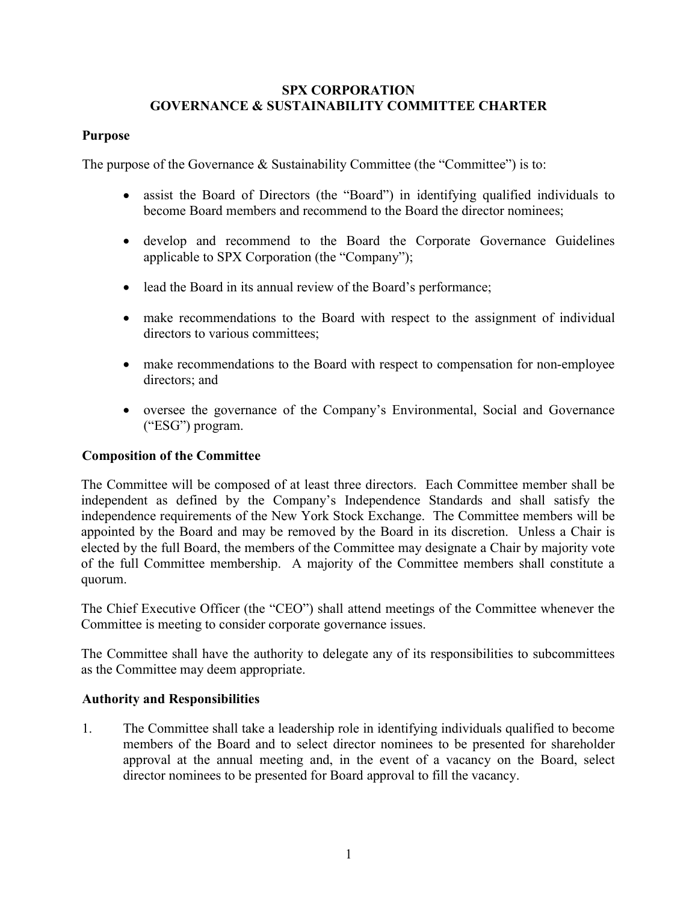# SPX CORPORATION
# GOVERNANCE & SUSTAINABILITY COMMITTEE CHARTER

## Purpose

The purpose of the Governance & Sustainability Committee (the "Committee") is to:

- assist the Board of Directors (the "Board") in identifying qualified individuals to become Board members and recommend to the Board the director nominees;
- develop and recommend to the Board the Corporate Governance Guidelines applicable to SPX Corporation (the "Company");
- lead the Board in its annual review of the Board's performance;
- make recommendations to the Board with respect to the assignment of individual directors to various committees;
- make recommendations to the Board with respect to compensation for non-employee directors; and
- oversee the governance of the Company's Environmental, Social and Governance ("ESG") program.

## Composition of the Committee

The Committee will be composed of at least three directors. Each Committee member shall be independent as defined by the Company's Independence Standards and shall satisfy the independence requirements of the New York Stock Exchange. The Committee members will be appointed by the Board and may be removed by the Board in its discretion. Unless a Chair is elected by the full Board, the members of the Committee may designate a Chair by majority vote of the full Committee membership. A majority of the Committee members shall constitute a quorum.

The Chief Executive Officer (the "CEO") shall attend meetings of the Committee whenever the Committee is meeting to consider corporate governance issues.

The Committee shall have the authority to delegate any of its responsibilities to subcommittees as the Committee may deem appropriate.

## Authority and Responsibilities

1. The Committee shall take a leadership role in identifying individuals qualified to become members of the Board and to select director nominees to be presented for shareholder approval at the annual meeting and, in the event of a vacancy on the Board, select director nominees to be presented for Board approval to fill the vacancy.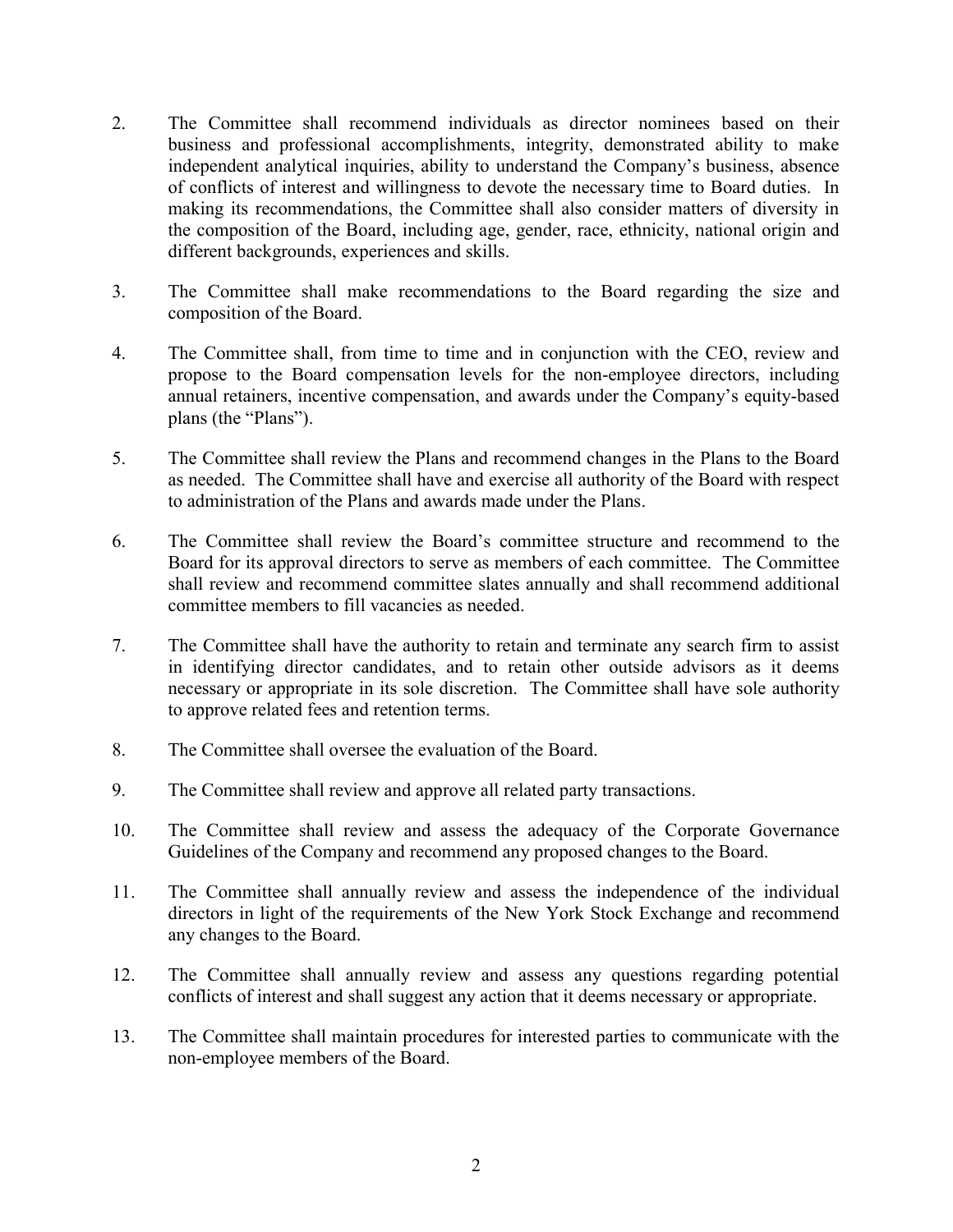2. The Committee shall recommend individuals as director nominees based on their business and professional accomplishments, integrity, demonstrated ability to make independent analytical inquiries, ability to understand the Company's business, absence of conflicts of interest and willingness to devote the necessary time to Board duties. In making its recommendations, the Committee shall also consider matters of diversity in the composition of the Board, including age, gender, race, ethnicity, national origin and different backgrounds, experiences and skills.

3. The Committee shall make recommendations to the Board regarding the size and composition of the Board.

4. The Committee shall, from time to time and in conjunction with the CEO, review and propose to the Board compensation levels for the non-employee directors, including annual retainers, incentive compensation, and awards under the Company's equity-based plans (the "Plans").

5. The Committee shall review the Plans and recommend changes in the Plans to the Board as needed. The Committee shall have and exercise all authority of the Board with respect to administration of the Plans and awards made under the Plans.

6. The Committee shall review the Board's committee structure and recommend to the Board for its approval directors to serve as members of each committee. The Committee shall review and recommend committee slates annually and shall recommend additional committee members to fill vacancies as needed.

7. The Committee shall have the authority to retain and terminate any search firm to assist in identifying director candidates, and to retain other outside advisors as it deems necessary or appropriate in its sole discretion. The Committee shall have sole authority to approve related fees and retention terms.

8. The Committee shall oversee the evaluation of the Board.

9. The Committee shall review and approve all related party transactions.

10. The Committee shall review and assess the adequacy of the Corporate Governance Guidelines of the Company and recommend any proposed changes to the Board.

11. The Committee shall annually review and assess the independence of the individual directors in light of the requirements of the New York Stock Exchange and recommend any changes to the Board.

12. The Committee shall annually review and assess any questions regarding potential conflicts of interest and shall suggest any action that it deems necessary or appropriate.

13. The Committee shall maintain procedures for interested parties to communicate with the non-employee members of the Board.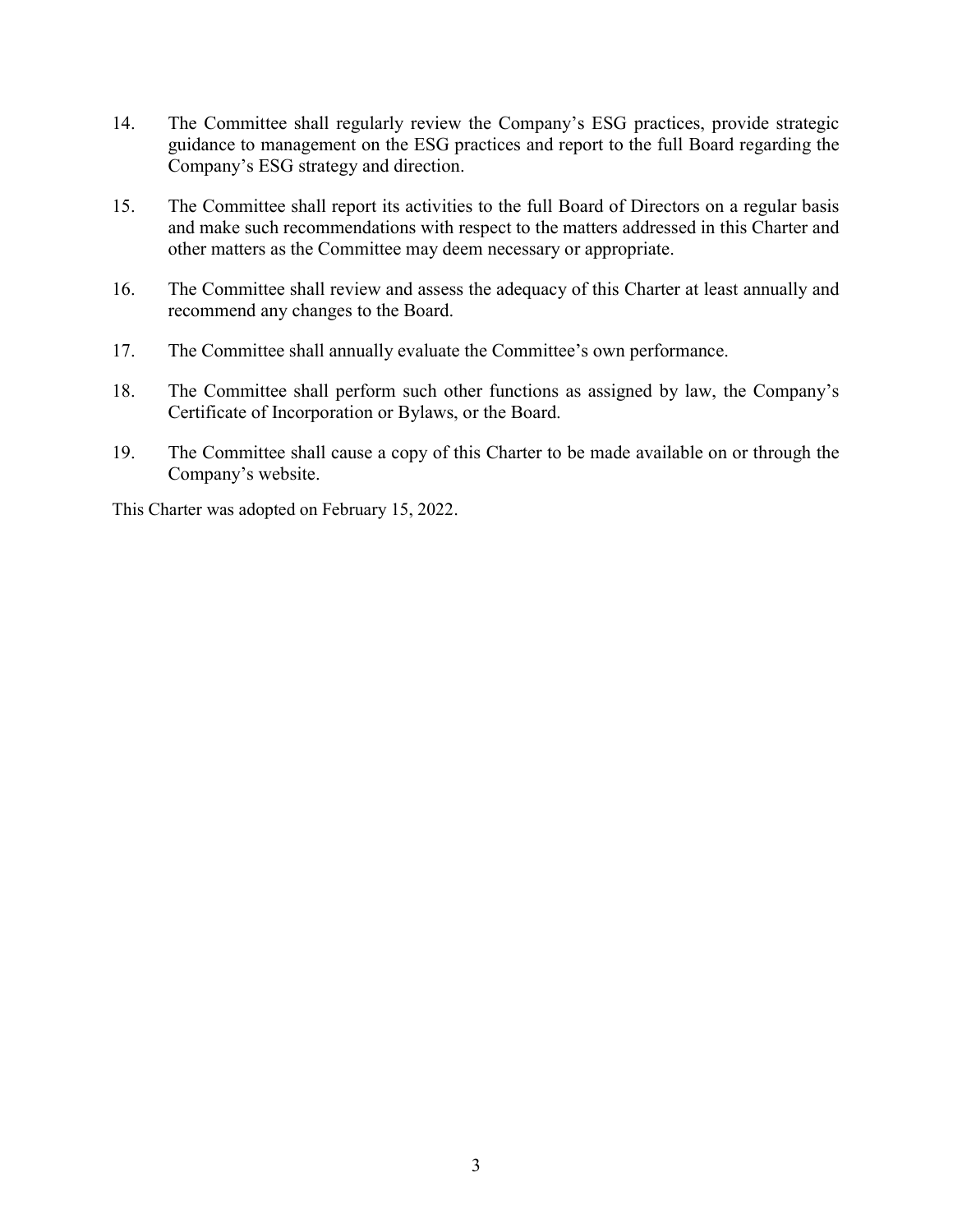14. The Committee shall regularly review the Company's ESG practices, provide strategic guidance to management on the ESG practices and report to the full Board regarding the Company's ESG strategy and direction.

15. The Committee shall report its activities to the full Board of Directors on a regular basis and make such recommendations with respect to the matters addressed in this Charter and other matters as the Committee may deem necessary or appropriate.

16. The Committee shall review and assess the adequacy of this Charter at least annually and recommend any changes to the Board.

17. The Committee shall annually evaluate the Committee's own performance.

18. The Committee shall perform such other functions as assigned by law, the Company's Certificate of Incorporation or Bylaws, or the Board.

19. The Committee shall cause a copy of this Charter to be made available on or through the Company's website.

This Charter was adopted on February 15, 2022.